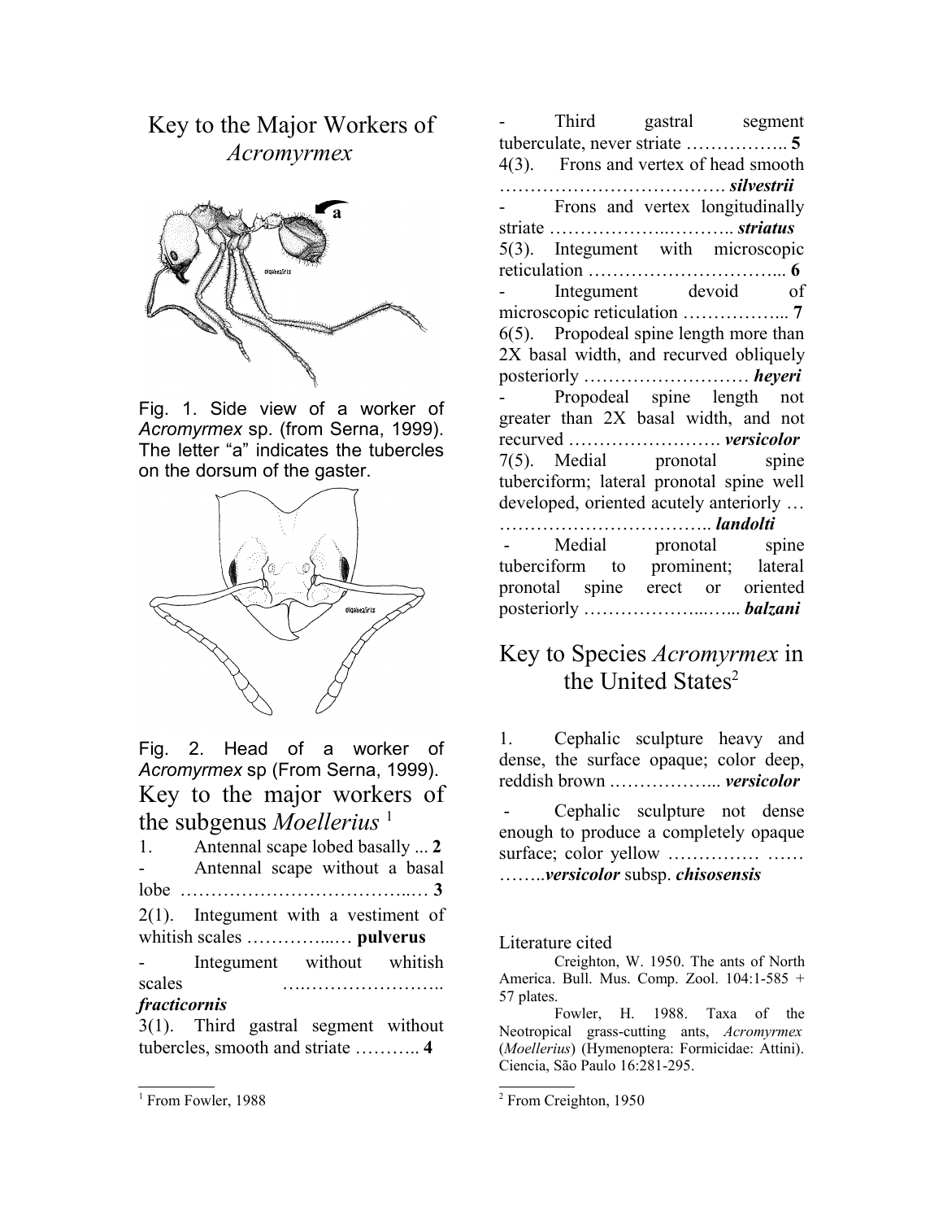# Key to the Major Workers of *Acromyrmex*

Fig. 1. Side view of a worker of *Acromyrmex* sp. (from Serna, 1999). The letter "a" indicates the tubercles on the dorsum of the gaster.

Fig. 2. Head of a worker of *Acromyrmex* sp (From Serna, 1999).

## Key to the major workers of the subgenus *Moellerius* [1]

1. Antennal scape lobed basally ... **2**
- Antennal scape without a basal lobe ……………………………….… **3**

2(1). Integument with a vestiment of whitish scales …………...… **pulverus**
- Integument without whitish scales ….………………….. ***fracticornis***

3(1). Third gastral segment without tubercles, smooth and striate ……….. **4**
- Third gastral segment tuberculate, never striate …………….. **5**

4(3). Frons and vertex of head smooth ………………………………. ***silvestrii***
- Frons and vertex longitudinally striate ………………..……….. ***striatus***

5(3). Integument with microscopic reticulation …………………………... **6**
- Integument devoid of microscopic reticulation ……………... **7**

6(5). Propodeal spine length more than 2X basal width, and recurved obliquely posteriorly ……………………… ***heyeri***
- Propodeal spine length not greater than 2X basal width, and not recurved ……………………. ***versicolor***

7(5). Medial pronotal spine tuberciform; lateral pronotal spine well developed, oriented acutely anteriorly … …………………………….. ***landolti***
- Medial pronotal spine tuberciform to prominent; lateral pronotal spine erect or oriented posteriorly ……………...…... ***balzani***

## Key to Species *Acromyrmex* in the United States[2]

1. Cephalic sculpture heavy and dense, the surface opaque; color deep, reddish brown ……………... ***versicolor***
- Cephalic sculpture not dense enough to produce a completely opaque surface; color yellow …………… …… ……..***versicolor*** subsp. ***chisosensis***

Literature cited

Creighton, W. 1950. The ants of North America. Bull. Mus. Comp. Zool. 104:1-585 + 57 plates.

Fowler, H. 1988. Taxa of the Neotropical grass-cutting ants, *Acromyrmex* (*Moellerius*) (Hymenoptera: Formicidae: Attini). Ciencia, São Paulo 16:281-295.

[1] From Fowler, 1988

[2] From Creighton, 1950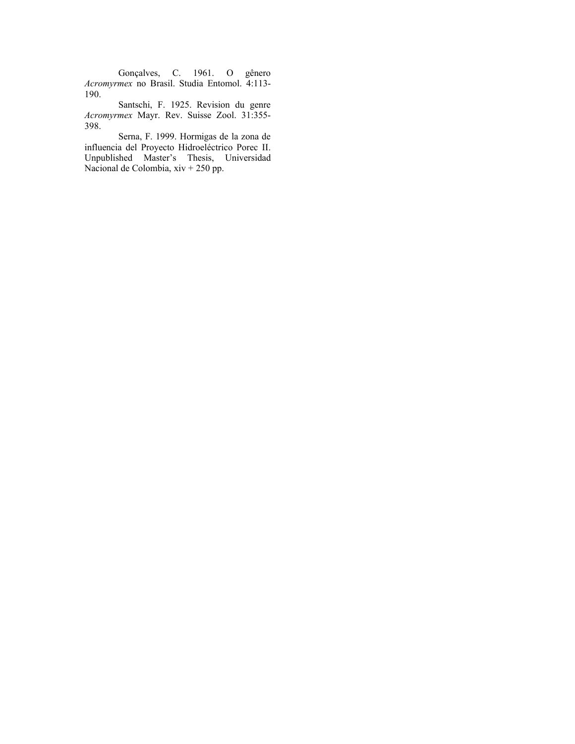Gonçalves, C. 1961. O gênero *Acromyrmex* no Brasil. Studia Entomol. 4:113-190.

Santschi, F. 1925. Revision du genre *Acromyrmex* Mayr. Rev. Suisse Zool. 31:355-398.

Serna, F. 1999. Hormigas de la zona de influencia del Proyecto Hidroeléctrico Porec II. Unpublished Master's Thesis, Universidad Nacional de Colombia, xiv + 250 pp.